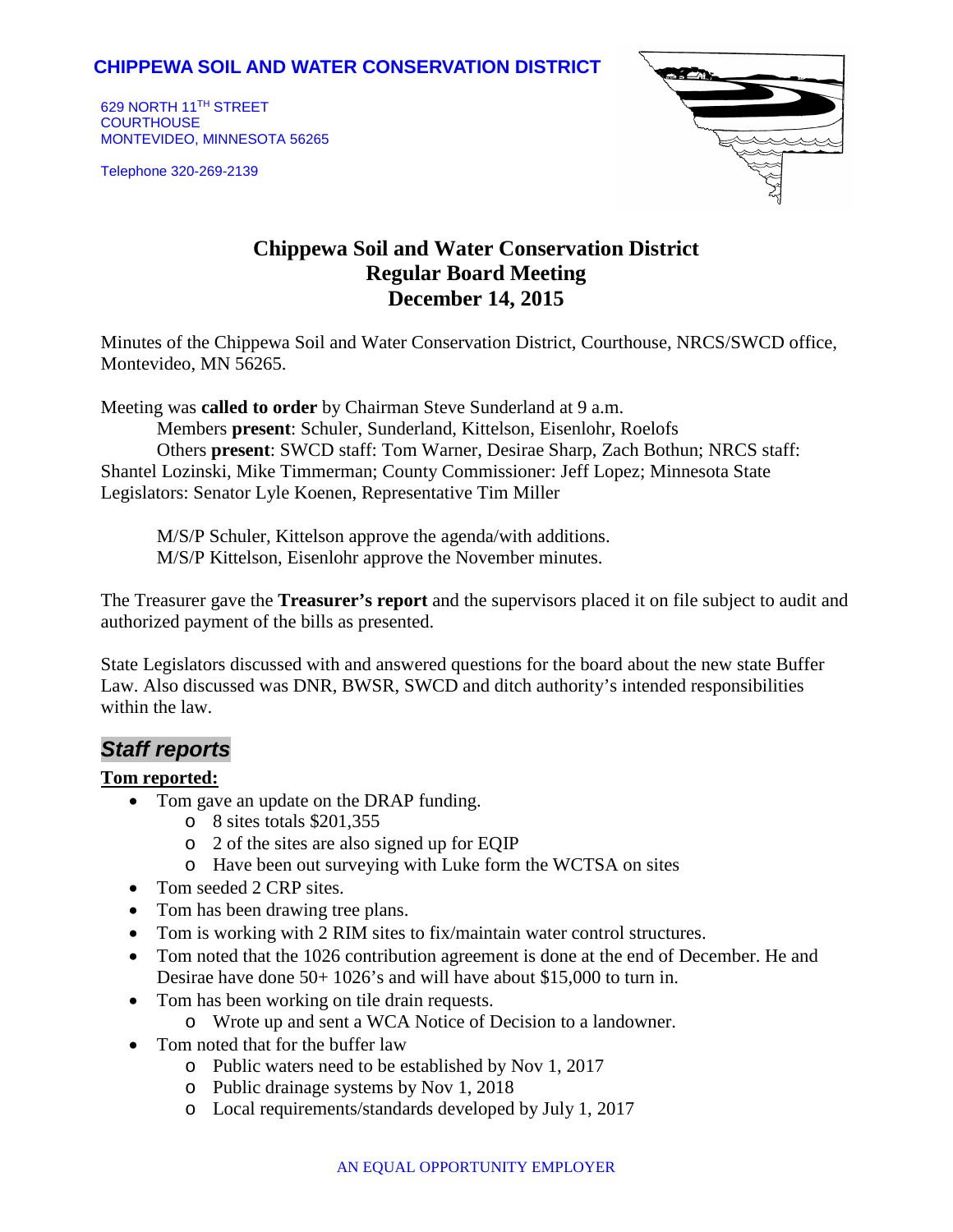**CHIPPEWA SOIL AND WATER CONSERVATION DISTRICT**

629 NORTH 11TH STREET
COURTHOUSE
MONTEVIDEO, MINNESOTA 56265

Telephone 320-269-2139

# Chippewa Soil and Water Conservation District
## Regular Board Meeting
## December 14, 2015

Minutes of the Chippewa Soil and Water Conservation District, Courthouse, NRCS/SWCD office, Montevideo, MN 56265.

Meeting was **called to order** by Chairman Steve Sunderland at 9 a.m.
Members **present**: Schuler, Sunderland, Kittelson, Eisenlohr, Roelofs
Others **present**: SWCD staff: Tom Warner, Desirae Sharp, Zach Bothun; NRCS staff: Shantel Lozinski, Mike Timmerman; County Commissioner: Jeff Lopez; Minnesota State Legislators: Senator Lyle Koenen, Representative Tim Miller

M/S/P Schuler, Kittelson approve the agenda/with additions.
M/S/P Kittelson, Eisenlohr approve the November minutes.

The Treasurer gave the **Treasurer's report** and the supervisors placed it on file subject to audit and authorized payment of the bills as presented.

State Legislators discussed with and answered questions for the board about the new state Buffer Law. Also discussed was DNR, BWSR, SWCD and ditch authority's intended responsibilities within the law.

## *Staff reports*

**Tom reported:**

- Tom gave an update on the DRAP funding.
  - 8 sites totals $201,355
  - 2 of the sites are also signed up for EQIP
  - Have been out surveying with Luke form the WCTSA on sites
- Tom seeded 2 CRP sites.
- Tom has been drawing tree plans.
- Tom is working with 2 RIM sites to fix/maintain water control structures.
- Tom noted that the 1026 contribution agreement is done at the end of December. He and Desirae have done 50+ 1026's and will have about $15,000 to turn in.
- Tom has been working on tile drain requests.
  - Wrote up and sent a WCA Notice of Decision to a landowner.
- Tom noted that for the buffer law
  - Public waters need to be established by Nov 1, 2017
  - Public drainage systems by Nov 1, 2018
  - Local requirements/standards developed by July 1, 2017

AN EQUAL OPPORTUNITY EMPLOYER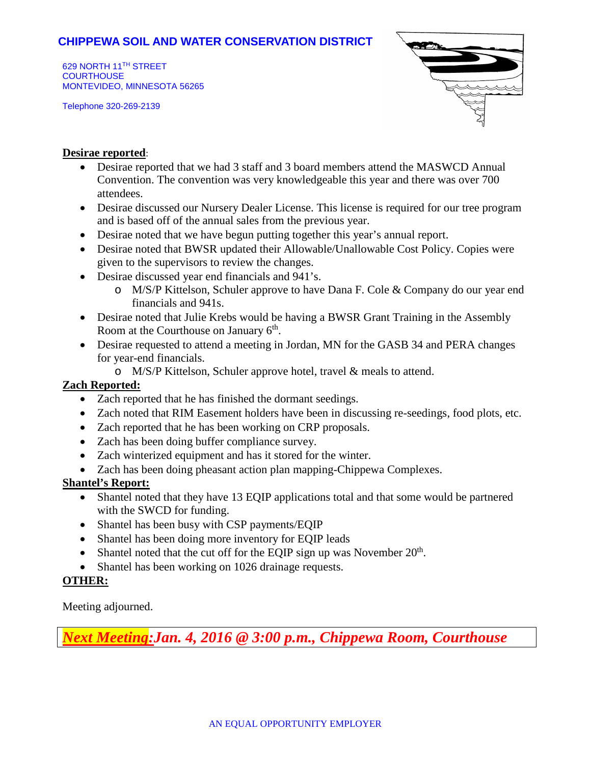**CHIPPEWA SOIL AND WATER CONSERVATION DISTRICT**

629 NORTH 11TH STREET
COURTHOUSE
MONTEVIDEO, MINNESOTA 56265

Telephone 320-269-2139

**Desirae reported**:

- Desirae reported that we had 3 staff and 3 board members attend the MASWCD Annual Convention. The convention was very knowledgeable this year and there was over 700 attendees.
- Desirae discussed our Nursery Dealer License. This license is required for our tree program and is based off of the annual sales from the previous year.
- Desirae noted that we have begun putting together this year's annual report.
- Desirae noted that BWSR updated their Allowable/Unallowable Cost Policy. Copies were given to the supervisors to review the changes.
- Desirae discussed year end financials and 941's.
  - M/S/P Kittelson, Schuler approve to have Dana F. Cole & Company do our year end financials and 941s.
- Desirae noted that Julie Krebs would be having a BWSR Grant Training in the Assembly Room at the Courthouse on January 6th.
- Desirae requested to attend a meeting in Jordan, MN for the GASB 34 and PERA changes for year-end financials.
  - M/S/P Kittelson, Schuler approve hotel, travel & meals to attend.

**Zach Reported:**

- Zach reported that he has finished the dormant seedings.
- Zach noted that RIM Easement holders have been in discussing re-seedings, food plots, etc.
- Zach reported that he has been working on CRP proposals.
- Zach has been doing buffer compliance survey.
- Zach winterized equipment and has it stored for the winter.
- Zach has been doing pheasant action plan mapping-Chippewa Complexes.

**Shantel's Report:**

- Shantel noted that they have 13 EQIP applications total and that some would be partnered with the SWCD for funding.
- Shantel has been busy with CSP payments/EQIP
- Shantel has been doing more inventory for EQIP leads
- Shantel noted that the cut off for the EQIP sign up was November 20th.
- Shantel has been working on 1026 drainage requests.

**OTHER:**

Meeting adjourned.

***Next Meeting*: *Jan. 4, 2016 @ 3:00 p.m., Chippewa Room, Courthouse***

AN EQUAL OPPORTUNITY EMPLOYER